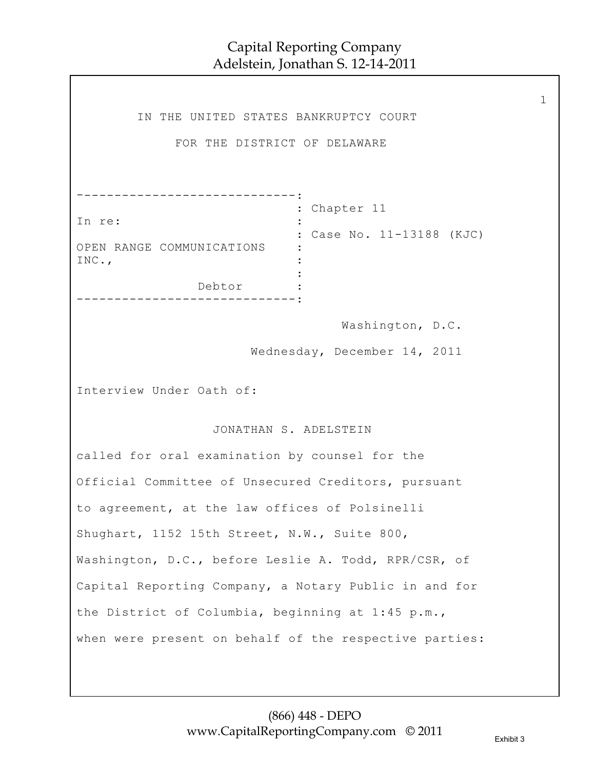IN THE UNITED STATES BANKRUPTCY COURT

FOR THE DISTRICT OF DELAWARE

```
-----------------------------:
                             : Chapter 11
In re:                       :
                             : Case No. 11-13188 (KJC)
OPEN RANGE COMMUNICATIONS    :
INC.,                        :
                             :
              Debtor         :
-----------------------------:
```

Washington, D.C.

Wednesday, December 14, 2011

Interview Under Oath of:

JONATHAN S. ADELSTEIN

called for oral examination by counsel for the Official Committee of Unsecured Creditors, pursuant to agreement, at the law offices of Polsinelli Shughart, 1152 15th Street, N.W., Suite 800, Washington, D.C., before Leslie A. Todd, RPR/CSR, of Capital Reporting Company, a Notary Public in and for the District of Columbia, beginning at 1:45 p.m., when were present on behalf of the respective parties:

Exhibit 3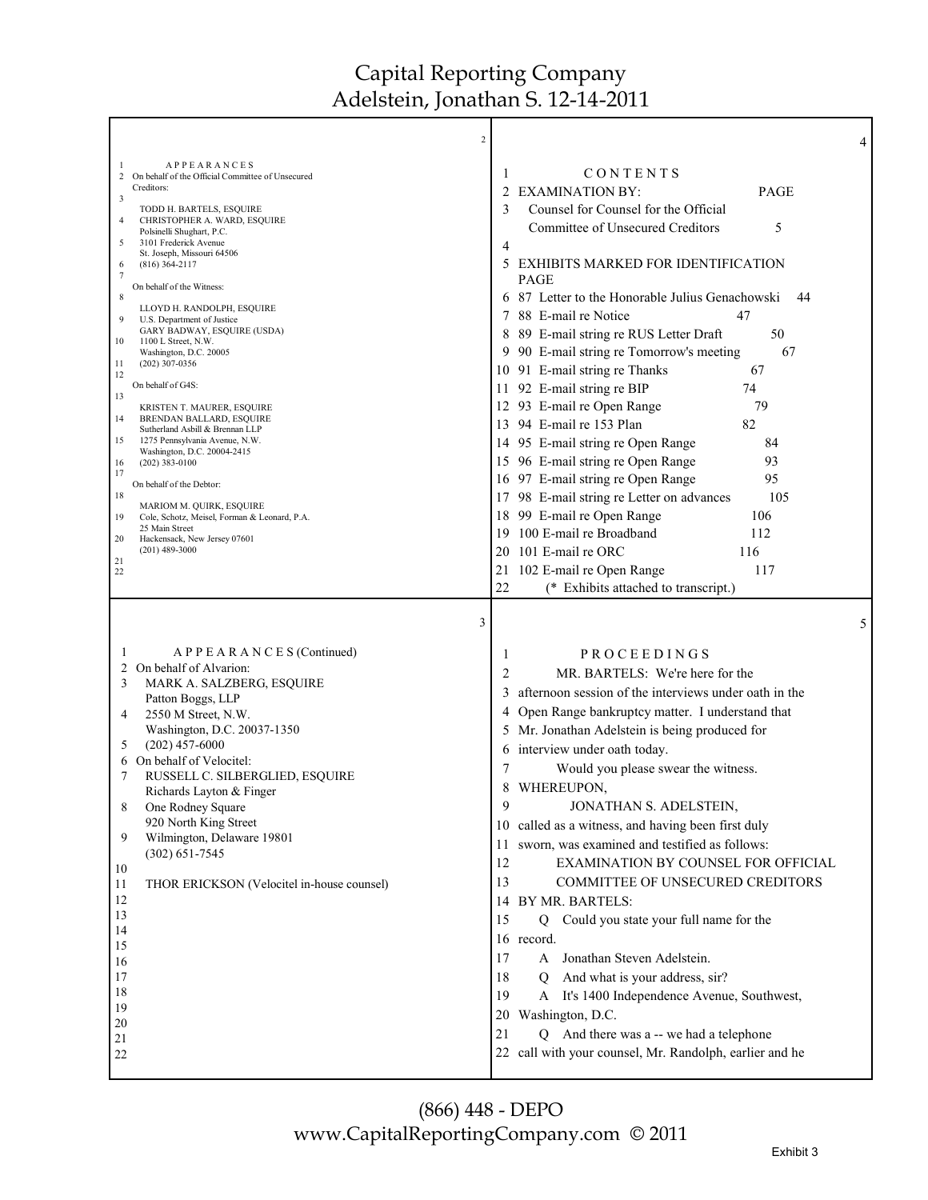APPEARANCES

On behalf of the Official Committee of Unsecured Creditors:

TODD H. BARTELS, ESQUIRE
CHRISTOPHER A. WARD, ESQUIRE
Polsinelli Shughart, P.C.
3101 Frederick Avenue
St. Joseph, Missouri 64506
(816) 364-2117

On behalf of the Witness:

LLOYD H. RANDOLPH, ESQUIRE
U.S. Department of Justice
GARY BADWAY, ESQUIRE (USDA)
1100 L Street, N.W.
Washington, D.C. 20005
(202) 307-0356

On behalf of G4S:

KRISTEN T. MAURER, ESQUIRE
BRENDAN BALLARD, ESQUIRE
Sutherland Asbill & Brennan LLP
1275 Pennsylvania Avenue, N.W.
Washington, D.C. 20004-2415
(202) 383-0100

On behalf of the Debtor:

MARIOM M. QUIRK, ESQUIRE
Cole, Schotz, Meisel, Forman & Leonard, P.A.
25 Main Street
Hackensack, New Jersey 07601
(201) 489-3000

APPEARANCES (Continued)

On behalf of Alvarion:
MARK A. SALZBERG, ESQUIRE
Patton Boggs, LLP
2550 M Street, N.W.
Washington, D.C. 20037-1350
(202) 457-6000

On behalf of Velocitel:
RUSSELL C. SILBERGLIED, ESQUIRE
Richards Layton & Finger
One Rodney Square
920 North King Street
Wilmington, Delaware 19801
(302) 651-7545

THOR ERICKSON (Velocitel in-house counsel)

CONTENTS

| EXAMINATION BY: | PAGE |
|---|---|
| Counsel for Counsel for the Official Committee of Unsecured Creditors | 5 |

| EXHIBITS MARKED FOR IDENTIFICATION | PAGE |
|---|---|
| 87 Letter to the Honorable Julius Genachowski | 44 |
| 88 E-mail re Notice | 47 |
| 89 E-mail string re RUS Letter Draft | 50 |
| 90 E-mail string re Tomorrow's meeting | 67 |
| 91 E-mail string re Thanks | 67 |
| 92 E-mail string re BIP | 74 |
| 93 E-mail re Open Range | 79 |
| 94 E-mail re 153 Plan | 82 |
| 95 E-mail string re Open Range | 84 |
| 96 E-mail string re Open Range | 93 |
| 97 E-mail string re Open Range | 95 |
| 98 E-mail string re Letter on advances | 105 |
| 99 E-mail re Open Range | 106 |
| 100 E-mail re Broadband | 112 |
| 101 E-mail re ORC | 116 |
| 102 E-mail re Open Range | 117 |

(* Exhibits attached to transcript.)

PROCEEDINGS

MR. BARTELS: We're here for the afternoon session of the interviews under oath in the Open Range bankruptcy matter. I understand that Mr. Jonathan Adelstein is being produced for interview under oath today.

Would you please swear the witness.

WHEREUPON,

JONATHAN S. ADELSTEIN,

called as a witness, and having been first duly sworn, was examined and testified as follows:

EXAMINATION BY COUNSEL FOR OFFICIAL COMMITTEE OF UNSECURED CREDITORS

BY MR. BARTELS:

Q Could you state your full name for the record.

A Jonathan Steven Adelstein.

Q And what is your address, sir?

A It's 1400 Independence Avenue, Southwest, Washington, D.C.

Q And there was a -- we had a telephone call with your counsel, Mr. Randolph, earlier and he

Exhibit 3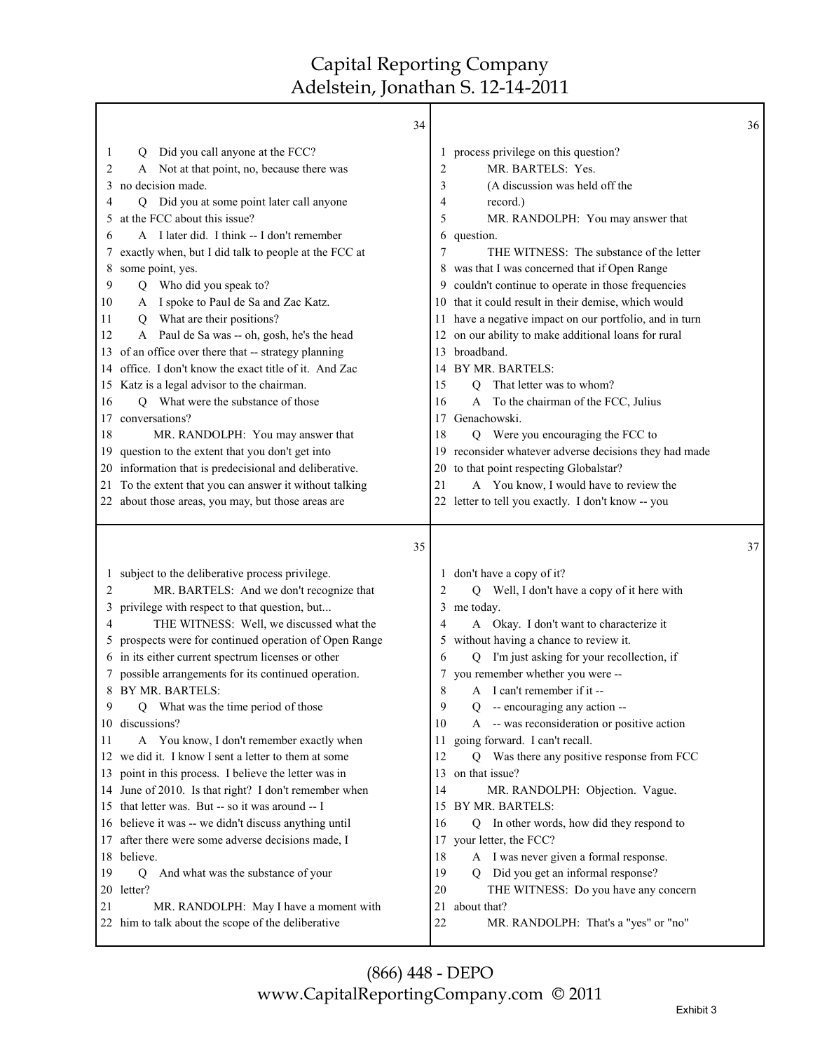Capital Reporting Company
Adelstein, Jonathan S. 12-14-2011

34

1 Q Did you call anyone at the FCC?
2 A Not at that point, no, because there was
3 no decision made.
4 Q Did you at some point later call anyone
5 at the FCC about this issue?
6 A I later did. I think -- I don't remember
7 exactly when, but I did talk to people at the FCC at
8 some point, yes.
9 Q Who did you speak to?
10 A I spoke to Paul de Sa and Zac Katz.
11 Q What are their positions?
12 A Paul de Sa was -- oh, gosh, he's the head
13 of an office over there that -- strategy planning
14 office. I don't know the exact title of it. And Zac
15 Katz is a legal advisor to the chairman.
16 Q What were the substance of those
17 conversations?
18 MR. RANDOLPH: You may answer that
19 question to the extent that you don't get into
20 information that is predecisional and deliberative.
21 To the extent that you can answer it without talking
22 about those areas, you may, but those areas are

35

1 subject to the deliberative process privilege.
2 MR. BARTELS: And we don't recognize that
3 privilege with respect to that question, but...
4 THE WITNESS: Well, we discussed what the
5 prospects were for continued operation of Open Range
6 in its either current spectrum licenses or other
7 possible arrangements for its continued operation.
8 BY MR. BARTELS:
9 Q What was the time period of those
10 discussions?
11 A You know, I don't remember exactly when
12 we did it. I know I sent a letter to them at some
13 point in this process. I believe the letter was in
14 June of 2010. Is that right? I don't remember when
15 that letter was. But -- so it was around -- I
16 believe it was -- we didn't discuss anything until
17 after there were some adverse decisions made, I
18 believe.
19 Q And what was the substance of your
20 letter?
21 MR. RANDOLPH: May I have a moment with
22 him to talk about the scope of the deliberative

36

1 process privilege on this question?
2 MR. BARTELS: Yes.
3 (A discussion was held off the
4 record.)
5 MR. RANDOLPH: You may answer that
6 question.
7 THE WITNESS: The substance of the letter
8 was that I was concerned that if Open Range
9 couldn't continue to operate in those frequencies
10 that it could result in their demise, which would
11 have a negative impact on our portfolio, and in turn
12 on our ability to make additional loans for rural
13 broadband.
14 BY MR. BARTELS:
15 Q That letter was to whom?
16 A To the chairman of the FCC, Julius
17 Genachowski.
18 Q Were you encouraging the FCC to
19 reconsider whatever adverse decisions they had made
20 to that point respecting Globalstar?
21 A You know, I would have to review the
22 letter to tell you exactly. I don't know -- you

37

1 don't have a copy of it?
2 Q Well, I don't have a copy of it here with
3 me today.
4 A Okay. I don't want to characterize it
5 without having a chance to review it.
6 Q I'm just asking for your recollection, if
7 you remember whether you were --
8 A I can't remember if it --
9 Q -- encouraging any action --
10 A -- was reconsideration or positive action
11 going forward. I can't recall.
12 Q Was there any positive response from FCC
13 on that issue?
14 MR. RANDOLPH: Objection. Vague.
15 BY MR. BARTELS:
16 Q In other words, how did they respond to
17 your letter, the FCC?
18 A I was never given a formal response.
19 Q Did you get an informal response?
20 THE WITNESS: Do you have any concern
21 about that?
22 MR. RANDOLPH: That's a "yes" or "no"

(866) 448 - DEPO
www.CapitalReportingCompany.com © 2011

Exhibit 3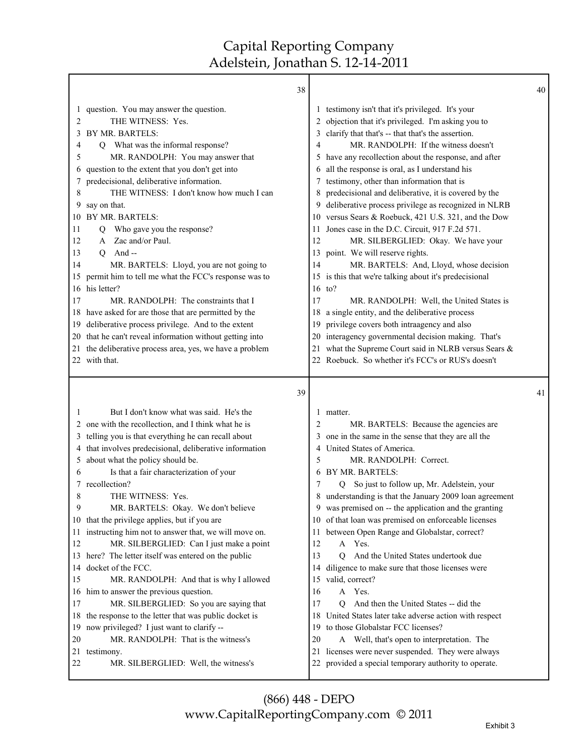# Capital Reporting Company
## Adelstein, Jonathan S. 12-14-2011

38

1 question. You may answer the question.
2 THE WITNESS: Yes.
3 BY MR. BARTELS:
4 Q What was the informal response?
5 MR. RANDOLPH: You may answer that
6 question to the extent that you don't get into
7 predecisional, deliberative information.
8 THE WITNESS: I don't know how much I can
9 say on that.
10 BY MR. BARTELS:
11 Q Who gave you the response?
12 A Zac and/or Paul.
13 Q And --
14 MR. BARTELS: Lloyd, you are not going to
15 permit him to tell me what the FCC's response was to
16 his letter?
17 MR. RANDOLPH: The constraints that I
18 have asked for are those that are permitted by the
19 deliberative process privilege. And to the extent
20 that he can't reveal information without getting into
21 the deliberative process area, yes, we have a problem
22 with that.

39

1 But I don't know what was said. He's the
2 one with the recollection, and I think what he is
3 telling you is that everything he can recall about
4 that involves predecisional, deliberative information
5 about what the policy should be.
6 Is that a fair characterization of your
7 recollection?
8 THE WITNESS: Yes.
9 MR. BARTELS: Okay. We don't believe
10 that the privilege applies, but if you are
11 instructing him not to answer that, we will move on.
12 MR. SILBERGLIED: Can I just make a point
13 here? The letter itself was entered on the public
14 docket of the FCC.
15 MR. RANDOLPH: And that is why I allowed
16 him to answer the previous question.
17 MR. SILBERGLIED: So you are saying that
18 the response to the letter that was public docket is
19 now privileged? I just want to clarify --
20 MR. RANDOLPH: That is the witness's
21 testimony.
22 MR. SILBERGLIED: Well, the witness's

40

1 testimony isn't that it's privileged. It's your
2 objection that it's privileged. I'm asking you to
3 clarify that that's -- that that's the assertion.
4 MR. RANDOLPH: If the witness doesn't
5 have any recollection about the response, and after
6 all the response is oral, as I understand his
7 testimony, other than information that is
8 predecisional and deliberative, it is covered by the
9 deliberative process privilege as recognized in NLRB
10 versus Sears & Roebuck, 421 U.S. 321, and the Dow
11 Jones case in the D.C. Circuit, 917 F.2d 571.
12 MR. SILBERGLIED: Okay. We have your
13 point. We will reserve rights.
14 MR. BARTELS: And, Lloyd, whose decision
15 is this that we're talking about it's predecisional
16 to?
17 MR. RANDOLPH: Well, the United States is
18 a single entity, and the deliberative process
19 privilege covers both intraagency and also
20 interagency governmental decision making. That's
21 what the Supreme Court said in NLRB versus Sears &
22 Roebuck. So whether it's FCC's or RUS's doesn't

41

1 matter.
2 MR. BARTELS: Because the agencies are
3 one in the same in the sense that they are all the
4 United States of America.
5 MR. RANDOLPH: Correct.
6 BY MR. BARTELS:
7 Q So just to follow up, Mr. Adelstein, your
8 understanding is that the January 2009 loan agreement
9 was premised on -- the application and the granting
10 of that loan was premised on enforceable licenses
11 between Open Range and Globalstar, correct?
12 A Yes.
13 Q And the United States undertook due
14 diligence to make sure that those licenses were
15 valid, correct?
16 A Yes.
17 Q And then the United States -- did the
18 United States later take adverse action with respect
19 to those Globalstar FCC licenses?
20 A Well, that's open to interpretation. The
21 licenses were never suspended. They were always
22 provided a special temporary authority to operate.

(866) 448 - DEPO
www.CapitalReportingCompany.com © 2011

Exhibit 3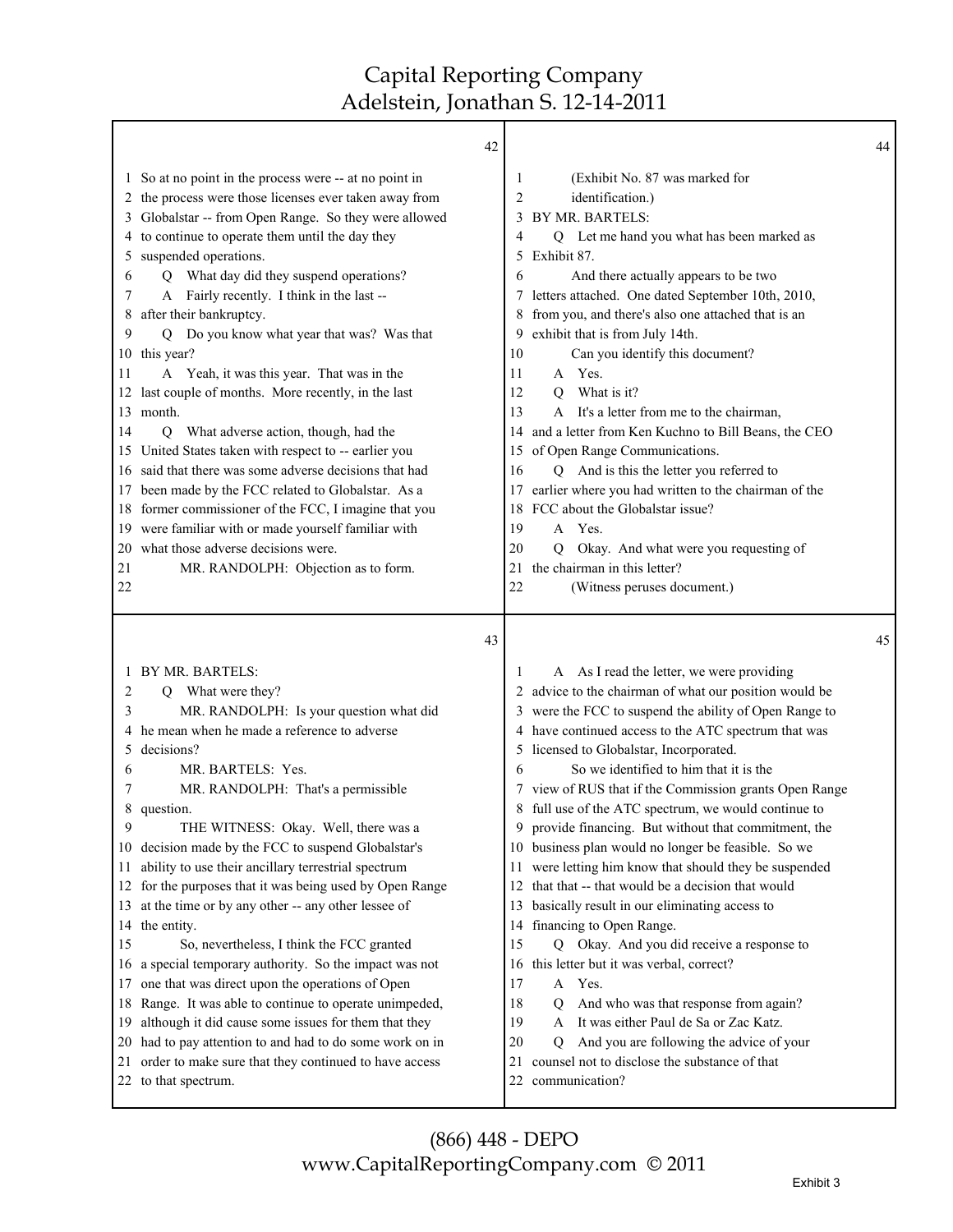# Capital Reporting Company
## Adelstein, Jonathan S. 12-14-2011

**42**

1 So at no point in the process were -- at no point in
2 the process were those licenses ever taken away from
3 Globalstar -- from Open Range. So they were allowed
4 to continue to operate them until the day they
5 suspended operations.
6 Q What day did they suspend operations?
7 A Fairly recently. I think in the last --
8 after their bankruptcy.
9 Q Do you know what year that was? Was that
10 this year?
11 A Yeah, it was this year. That was in the
12 last couple of months. More recently, in the last
13 month.
14 Q What adverse action, though, had the
15 United States taken with respect to -- earlier you
16 said that there was some adverse decisions that had
17 been made by the FCC related to Globalstar. As a
18 former commissioner of the FCC, I imagine that you
19 were familiar with or made yourself familiar with
20 what those adverse decisions were.
21 MR. RANDOLPH: Objection as to form.
22

**43**

1 BY MR. BARTELS:
2 Q What were they?
3 MR. RANDOLPH: Is your question what did
4 he mean when he made a reference to adverse
5 decisions?
6 MR. BARTELS: Yes.
7 MR. RANDOLPH: That's a permissible
8 question.
9 THE WITNESS: Okay. Well, there was a
10 decision made by the FCC to suspend Globalstar's
11 ability to use their ancillary terrestrial spectrum
12 for the purposes that it was being used by Open Range
13 at the time or by any other -- any other lessee of
14 the entity.
15 So, nevertheless, I think the FCC granted
16 a special temporary authority. So the impact was not
17 one that was direct upon the operations of Open
18 Range. It was able to continue to operate unimpeded,
19 although it did cause some issues for them that they
20 had to pay attention to and had to do some work on in
21 order to make sure that they continued to have access
22 to that spectrum.

**44**

1 (Exhibit No. 87 was marked for
2 identification.)
3 BY MR. BARTELS:
4 Q Let me hand you what has been marked as
5 Exhibit 87.
6 And there actually appears to be two
7 letters attached. One dated September 10th, 2010,
8 from you, and there's also one attached that is an
9 exhibit that is from July 14th.
10 Can you identify this document?
11 A Yes.
12 Q What is it?
13 A It's a letter from me to the chairman,
14 and a letter from Ken Kuchno to Bill Beans, the CEO
15 of Open Range Communications.
16 Q And is this the letter you referred to
17 earlier where you had written to the chairman of the
18 FCC about the Globalstar issue?
19 A Yes.
20 Q Okay. And what were you requesting of
21 the chairman in this letter?
22 (Witness peruses document.)

**45**

1 A As I read the letter, we were providing
2 advice to the chairman of what our position would be
3 were the FCC to suspend the ability of Open Range to
4 have continued access to the ATC spectrum that was
5 licensed to Globalstar, Incorporated.
6 So we identified to him that it is the
7 view of RUS that if the Commission grants Open Range
8 full use of the ATC spectrum, we would continue to
9 provide financing. But without that commitment, the
10 business plan would no longer be feasible. So we
11 were letting him know that should they be suspended
12 that that -- that would be a decision that would
13 basically result in our eliminating access to
14 financing to Open Range.
15 Q Okay. And you did receive a response to
16 this letter but it was verbal, correct?
17 A Yes.
18 Q And who was that response from again?
19 A It was either Paul de Sa or Zac Katz.
20 Q And you are following the advice of your
21 counsel not to disclose the substance of that
22 communication?

(866) 448 - DEPO
www.CapitalReportingCompany.com © 2011

Exhibit 3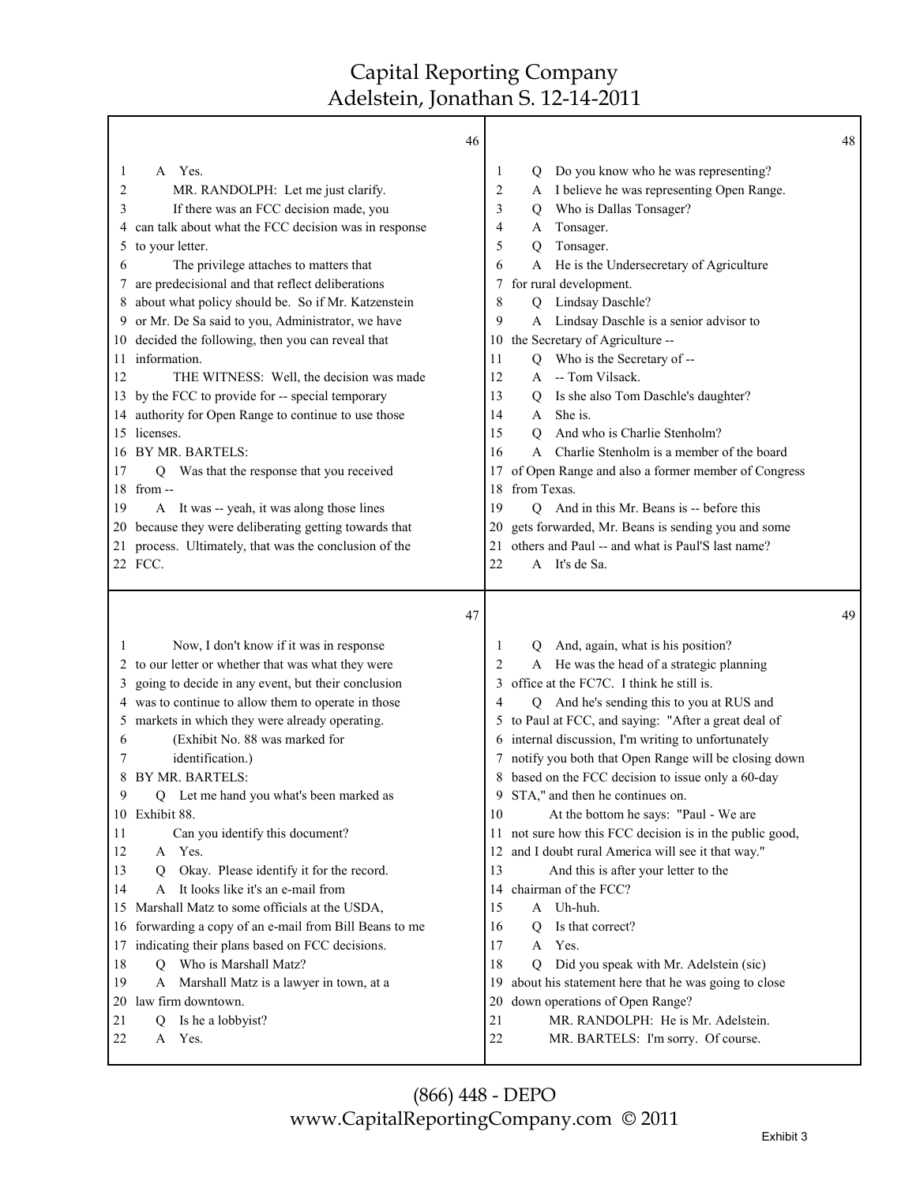46

1 A Yes.
2 MR. RANDOLPH: Let me just clarify.
3 If there was an FCC decision made, you
4 can talk about what the FCC decision was in response
5 to your letter.
6 The privilege attaches to matters that
7 are predecisional and that reflect deliberations
8 about what policy should be. So if Mr. Katzenstein
9 or Mr. De Sa said to you, Administrator, we have
10 decided the following, then you can reveal that
11 information.
12 THE WITNESS: Well, the decision was made
13 by the FCC to provide for -- special temporary
14 authority for Open Range to continue to use those
15 licenses.
16 BY MR. BARTELS:
17 Q Was that the response that you received
18 from --
19 A It was -- yeah, it was along those lines
20 because they were deliberating getting towards that
21 process. Ultimately, that was the conclusion of the
22 FCC.

47

1 Now, I don't know if it was in response
2 to our letter or whether that was what they were
3 going to decide in any event, but their conclusion
4 was to continue to allow them to operate in those
5 markets in which they were already operating.
6 (Exhibit No. 88 was marked for
7 identification.)
8 BY MR. BARTELS:
9 Q Let me hand you what's been marked as
10 Exhibit 88.
11 Can you identify this document?
12 A Yes.
13 Q Okay. Please identify it for the record.
14 A It looks like it's an e-mail from
15 Marshall Matz to some officials at the USDA,
16 forwarding a copy of an e-mail from Bill Beans to me
17 indicating their plans based on FCC decisions.
18 Q Who is Marshall Matz?
19 A Marshall Matz is a lawyer in town, at a
20 law firm downtown.
21 Q Is he a lobbyist?
22 A Yes.

48

1 Q Do you know who he was representing?
2 A I believe he was representing Open Range.
3 Q Who is Dallas Tonsager?
4 A Tonsager.
5 Q Tonsager.
6 A He is the Undersecretary of Agriculture
7 for rural development.
8 Q Lindsay Daschle?
9 A Lindsay Daschle is a senior advisor to
10 the Secretary of Agriculture --
11 Q Who is the Secretary of --
12 A -- Tom Vilsack.
13 Q Is she also Tom Daschle's daughter?
14 A She is.
15 Q And who is Charlie Stenholm?
16 A Charlie Stenholm is a member of the board
17 of Open Range and also a former member of Congress
18 from Texas.
19 Q And in this Mr. Beans is -- before this
20 gets forwarded, Mr. Beans is sending you and some
21 others and Paul -- and what is Paul'S last name?
22 A It's de Sa.

49

1 Q And, again, what is his position?
2 A He was the head of a strategic planning
3 office at the FC7C. I think he still is.
4 Q And he's sending this to you at RUS and
5 to Paul at FCC, and saying: "After a great deal of
6 internal discussion, I'm writing to unfortunately
7 notify you both that Open Range will be closing down
8 based on the FCC decision to issue only a 60-day
9 STA," and then he continues on.
10 At the bottom he says: "Paul - We are
11 not sure how this FCC decision is in the public good,
12 and I doubt rural America will see it that way."
13 And this is after your letter to the
14 chairman of the FCC?
15 A Uh-huh.
16 Q Is that correct?
17 A Yes.
18 Q Did you speak with Mr. Adelstein (sic)
19 about his statement here that he was going to close
20 down operations of Open Range?
21 MR. RANDOLPH: He is Mr. Adelstein.
22 MR. BARTELS: I'm sorry. Of course.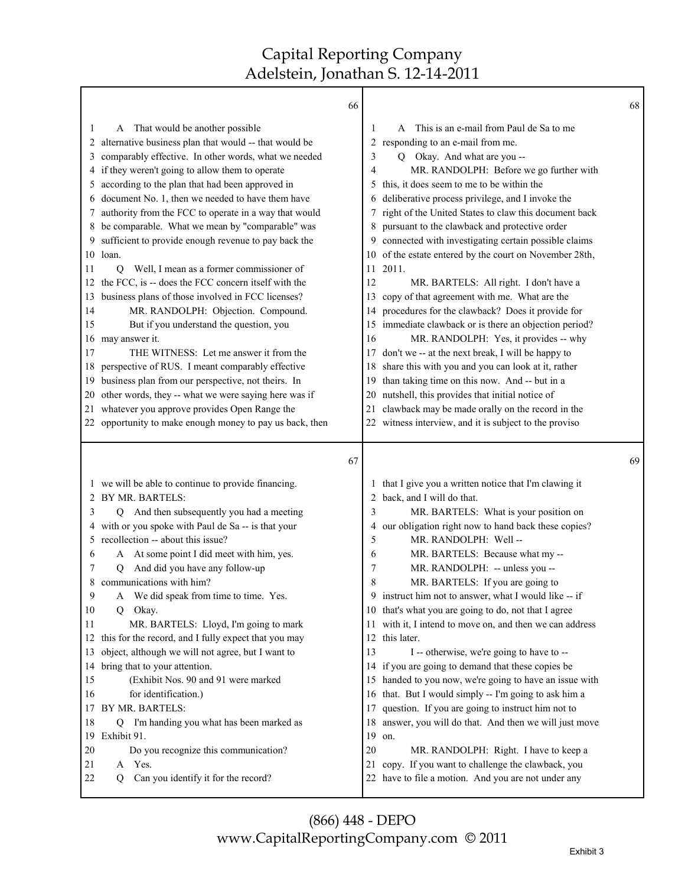A That would be another possible alternative business plan that would -- that would be comparably effective. In other words, what we needed if they weren't going to allow them to operate according to the plan that had been approved in document No. 1, then we needed to have them have authority from the FCC to operate in a way that would be comparable. What we mean by "comparable" was sufficient to provide enough revenue to pay back the loan.

Q Well, I mean as a former commissioner of the FCC, is -- does the FCC concern itself with the business plans of those involved in FCC licenses?

MR. RANDOLPH: Objection. Compound.

But if you understand the question, you may answer it.

THE WITNESS: Let me answer it from the perspective of RUS. I meant comparably effective business plan from our perspective, not theirs. In other words, they -- what we were saying here was if whatever you approve provides Open Range the opportunity to make enough money to pay us back, then we will be able to continue to provide financing.

BY MR. BARTELS:

Q And then subsequently you had a meeting with or you spoke with Paul de Sa -- is that your recollection -- about this issue?

A At some point I did meet with him, yes.

Q And did you have any follow-up communications with him?

A We did speak from time to time. Yes.

Q Okay.

MR. BARTELS: Lloyd, I'm going to mark this for the record, and I fully expect that you may object, although we will not agree, but I want to bring that to your attention.

(Exhibit Nos. 90 and 91 were marked for identification.)

BY MR. BARTELS:

Q I'm handing you what has been marked as Exhibit 91.

Do you recognize this communication?

A Yes.

Q Can you identify it for the record?

A This is an e-mail from Paul de Sa to me responding to an e-mail from me.

Q Okay. And what are you --

MR. RANDOLPH: Before we go further with this, it does seem to me to be within the deliberative process privilege, and I invoke the right of the United States to claw this document back pursuant to the clawback and protective order connected with investigating certain possible claims of the estate entered by the court on November 28th, 2011.

MR. BARTELS: All right. I don't have a copy of that agreement with me. What are the procedures for the clawback? Does it provide for immediate clawback or is there an objection period?

MR. RANDOLPH: Yes, it provides -- why don't we -- at the next break, I will be happy to share this with you and you can look at it, rather than taking time on this now. And -- but in a nutshell, this provides that initial notice of clawback may be made orally on the record in the witness interview, and it is subject to the proviso that I give you a written notice that I'm clawing it back, and I will do that.

MR. BARTELS: What is your position on our obligation right now to hand back these copies?

MR. RANDOLPH: Well --

MR. BARTELS: Because what my --

MR. RANDOLPH: -- unless you --

MR. BARTELS: If you are going to instruct him not to answer, what I would like -- if that's what you are going to do, not that I agree with it, I intend to move on, and then we can address this later.

I -- otherwise, we're going to have to -- if you are going to demand that these copies be handed to you now, we're going to have an issue with that. But I would simply -- I'm going to ask him a question. If you are going to instruct him not to answer, you will do that. And then we will just move on.

MR. RANDOLPH: Right. I have to keep a copy. If you want to challenge the clawback, you have to file a motion. And you are not under any

Exhibit 3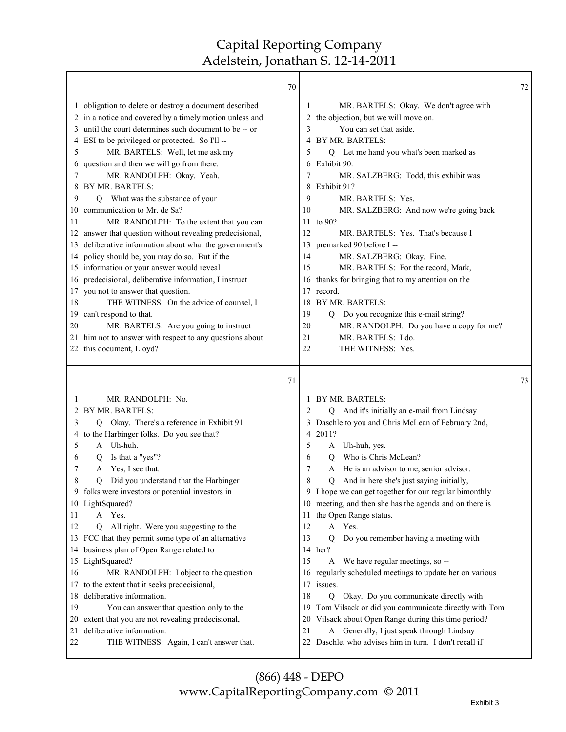Capital Reporting Company
Adelstein, Jonathan S. 12-14-2011

70

1 obligation to delete or destroy a document described
2 in a notice and covered by a timely motion unless and
3 until the court determines such document to be -- or
4 ESI to be privileged or protected. So I'll --
5 MR. BARTELS: Well, let me ask my
6 question and then we will go from there.
7 MR. RANDOLPH: Okay. Yeah.
8 BY MR. BARTELS:
9 Q What was the substance of your
10 communication to Mr. de Sa?
11 MR. RANDOLPH: To the extent that you can
12 answer that question without revealing predecisional,
13 deliberative information about what the government's
14 policy should be, you may do so. But if the
15 information or your answer would reveal
16 predecisional, deliberative information, I instruct
17 you not to answer that question.
18 THE WITNESS: On the advice of counsel, I
19 can't respond to that.
20 MR. BARTELS: Are you going to instruct
21 him not to answer with respect to any questions about
22 this document, Lloyd?

71

1 MR. RANDOLPH: No.
2 BY MR. BARTELS:
3 Q Okay. There's a reference in Exhibit 91
4 to the Harbinger folks. Do you see that?
5 A Uh-huh.
6 Q Is that a "yes"?
7 A Yes, I see that.
8 Q Did you understand that the Harbinger
9 folks were investors or potential investors in
10 LightSquared?
11 A Yes.
12 Q All right. Were you suggesting to the
13 FCC that they permit some type of an alternative
14 business plan of Open Range related to
15 LightSquared?
16 MR. RANDOLPH: I object to the question
17 to the extent that it seeks predecisional,
18 deliberative information.
19 You can answer that question only to the
20 extent that you are not revealing predecisional,
21 deliberative information.
22 THE WITNESS: Again, I can't answer that.

72

1 MR. BARTELS: Okay. We don't agree with
2 the objection, but we will move on.
3 You can set that aside.
4 BY MR. BARTELS:
5 Q Let me hand you what's been marked as
6 Exhibit 90.
7 MR. SALZBERG: Todd, this exhibit was
8 Exhibit 91?
9 MR. BARTELS: Yes.
10 MR. SALZBERG: And now we're going back
11 to 90?
12 MR. BARTELS: Yes. That's because I
13 premarked 90 before I --
14 MR. SALZBERG: Okay. Fine.
15 MR. BARTELS: For the record, Mark,
16 thanks for bringing that to my attention on the
17 record.
18 BY MR. BARTELS:
19 Q Do you recognize this e-mail string?
20 MR. RANDOLPH: Do you have a copy for me?
21 MR. BARTELS: I do.
22 THE WITNESS: Yes.

73

1 BY MR. BARTELS:
2 Q And it's initially an e-mail from Lindsay
3 Daschle to you and Chris McLean of February 2nd,
4 2011?
5 A Uh-huh, yes.
6 Q Who is Chris McLean?
7 A He is an advisor to me, senior advisor.
8 Q And in here she's just saying initially,
9 I hope we can get together for our regular bimonthly
10 meeting, and then she has the agenda and on there is
11 the Open Range status.
12 A Yes.
13 Q Do you remember having a meeting with
14 her?
15 A We have regular meetings, so --
16 regularly scheduled meetings to update her on various
17 issues.
18 Q Okay. Do you communicate directly with
19 Tom Vilsack or did you communicate directly with Tom
20 Vilsack about Open Range during this time period?
21 A Generally, I just speak through Lindsay
22 Daschle, who advises him in turn. I don't recall if

(866) 448 - DEPO
www.CapitalReportingCompany.com © 2011

Exhibit 3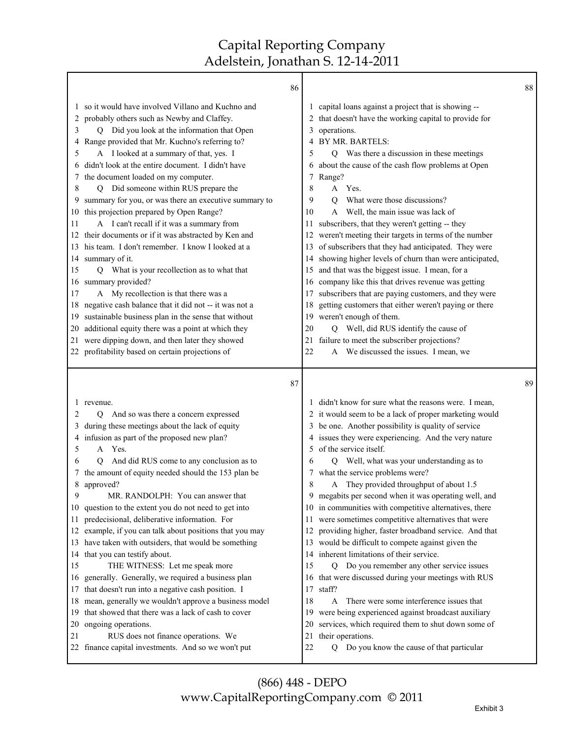86

1 so it would have involved Villano and Kuchno and
2 probably others such as Newby and Claffey.
3 Q Did you look at the information that Open
4 Range provided that Mr. Kuchno's referring to?
5 A I looked at a summary of that, yes. I
6 didn't look at the entire document. I didn't have
7 the document loaded on my computer.
8 Q Did someone within RUS prepare the
9 summary for you, or was there an executive summary to
10 this projection prepared by Open Range?
11 A I can't recall if it was a summary from
12 their documents or if it was abstracted by Ken and
13 his team. I don't remember. I know I looked at a
14 summary of it.
15 Q What is your recollection as to what that
16 summary provided?
17 A My recollection is that there was a
18 negative cash balance that it did not -- it was not a
19 sustainable business plan in the sense that without
20 additional equity there was a point at which they
21 were dipping down, and then later they showed
22 profitability based on certain projections of

87

1 revenue.
2 Q And so was there a concern expressed
3 during these meetings about the lack of equity
4 infusion as part of the proposed new plan?
5 A Yes.
6 Q And did RUS come to any conclusion as to
7 the amount of equity needed should the 153 plan be
8 approved?
9 MR. RANDOLPH: You can answer that
10 question to the extent you do not need to get into
11 predecisional, deliberative information. For
12 example, if you can talk about positions that you may
13 have taken with outsiders, that would be something
14 that you can testify about.
15 THE WITNESS: Let me speak more
16 generally. Generally, we required a business plan
17 that doesn't run into a negative cash position. I
18 mean, generally we wouldn't approve a business model
19 that showed that there was a lack of cash to cover
20 ongoing operations.
21 RUS does not finance operations. We
22 finance capital investments. And so we won't put

88

1 capital loans against a project that is showing --
2 that doesn't have the working capital to provide for
3 operations.
4 BY MR. BARTELS:
5 Q Was there a discussion in these meetings
6 about the cause of the cash flow problems at Open
7 Range?
8 A Yes.
9 Q What were those discussions?
10 A Well, the main issue was lack of
11 subscribers, that they weren't getting -- they
12 weren't meeting their targets in terms of the number
13 of subscribers that they had anticipated. They were
14 showing higher levels of churn than were anticipated,
15 and that was the biggest issue. I mean, for a
16 company like this that drives revenue was getting
17 subscribers that are paying customers, and they were
18 getting customers that either weren't paying or there
19 weren't enough of them.
20 Q Well, did RUS identify the cause of
21 failure to meet the subscriber projections?
22 A We discussed the issues. I mean, we

89

1 didn't know for sure what the reasons were. I mean,
2 it would seem to be a lack of proper marketing would
3 be one. Another possibility is quality of service
4 issues they were experiencing. And the very nature
5 of the service itself.
6 Q Well, what was your understanding as to
7 what the service problems were?
8 A They provided throughput of about 1.5
9 megabits per second when it was operating well, and
10 in communities with competitive alternatives, there
11 were sometimes competitive alternatives that were
12 providing higher, faster broadband service. And that
13 would be difficult to compete against given the
14 inherent limitations of their service.
15 Q Do you remember any other service issues
16 that were discussed during your meetings with RUS
17 staff?
18 A There were some interference issues that
19 were being experienced against broadcast auxiliary
20 services, which required them to shut down some of
21 their operations.
22 Q Do you know the cause of that particular

Exhibit 3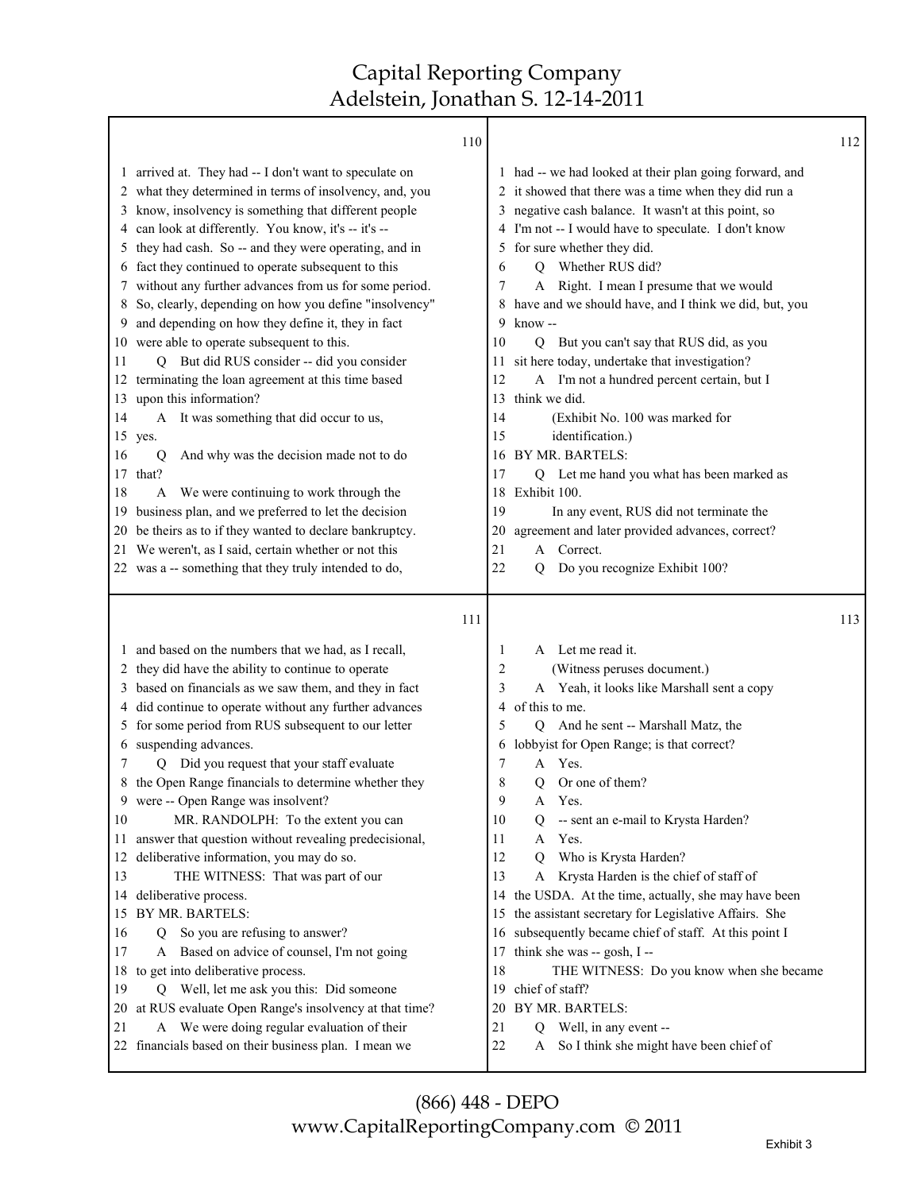110

1 arrived at. They had -- I don't want to speculate on
2 what they determined in terms of insolvency, and, you
3 know, insolvency is something that different people
4 can look at differently. You know, it's -- it's --
5 they had cash. So -- and they were operating, and in
6 fact they continued to operate subsequent to this
7 without any further advances from us for some period.
8 So, clearly, depending on how you define "insolvency"
9 and depending on how they define it, they in fact
10 were able to operate subsequent to this.
11 Q But did RUS consider -- did you consider
12 terminating the loan agreement at this time based
13 upon this information?
14 A It was something that did occur to us,
15 yes.
16 Q And why was the decision made not to do
17 that?
18 A We were continuing to work through the
19 business plan, and we preferred to let the decision
20 be theirs as to if they wanted to declare bankruptcy.
21 We weren't, as I said, certain whether or not this
22 was a -- something that they truly intended to do,

111

1 and based on the numbers that we had, as I recall,
2 they did have the ability to continue to operate
3 based on financials as we saw them, and they in fact
4 did continue to operate without any further advances
5 for some period from RUS subsequent to our letter
6 suspending advances.
7 Q Did you request that your staff evaluate
8 the Open Range financials to determine whether they
9 were -- Open Range was insolvent?
10 MR. RANDOLPH: To the extent you can
11 answer that question without revealing predecisional,
12 deliberative information, you may do so.
13 THE WITNESS: That was part of our
14 deliberative process.
15 BY MR. BARTELS:
16 Q So you are refusing to answer?
17 A Based on advice of counsel, I'm not going
18 to get into deliberative process.
19 Q Well, let me ask you this: Did someone
20 at RUS evaluate Open Range's insolvency at that time?
21 A We were doing regular evaluation of their
22 financials based on their business plan. I mean we

112

1 had -- we had looked at their plan going forward, and
2 it showed that there was a time when they did run a
3 negative cash balance. It wasn't at this point, so
4 I'm not -- I would have to speculate. I don't know
5 for sure whether they did.
6 Q Whether RUS did?
7 A Right. I mean I presume that we would
8 have and we should have, and I think we did, but, you
9 know --
10 Q But you can't say that RUS did, as you
11 sit here today, undertake that investigation?
12 A I'm not a hundred percent certain, but I
13 think we did.
14 (Exhibit No. 100 was marked for
15 identification.)
16 BY MR. BARTELS:
17 Q Let me hand you what has been marked as
18 Exhibit 100.
19 In any event, RUS did not terminate the
20 agreement and later provided advances, correct?
21 A Correct.
22 Q Do you recognize Exhibit 100?

113

1 A Let me read it.
2 (Witness peruses document.)
3 A Yeah, it looks like Marshall sent a copy
4 of this to me.
5 Q And he sent -- Marshall Matz, the
6 lobbyist for Open Range; is that correct?
7 A Yes.
8 Q Or one of them?
9 A Yes.
10 Q -- sent an e-mail to Krysta Harden?
11 A Yes.
12 Q Who is Krysta Harden?
13 A Krysta Harden is the chief of staff of
14 the USDA. At the time, actually, she may have been
15 the assistant secretary for Legislative Affairs. She
16 subsequently became chief of staff. At this point I
17 think she was -- gosh, I --
18 THE WITNESS: Do you know when she became
19 chief of staff?
20 BY MR. BARTELS:
21 Q Well, in any event --
22 A So I think she might have been chief of

Exhibit 3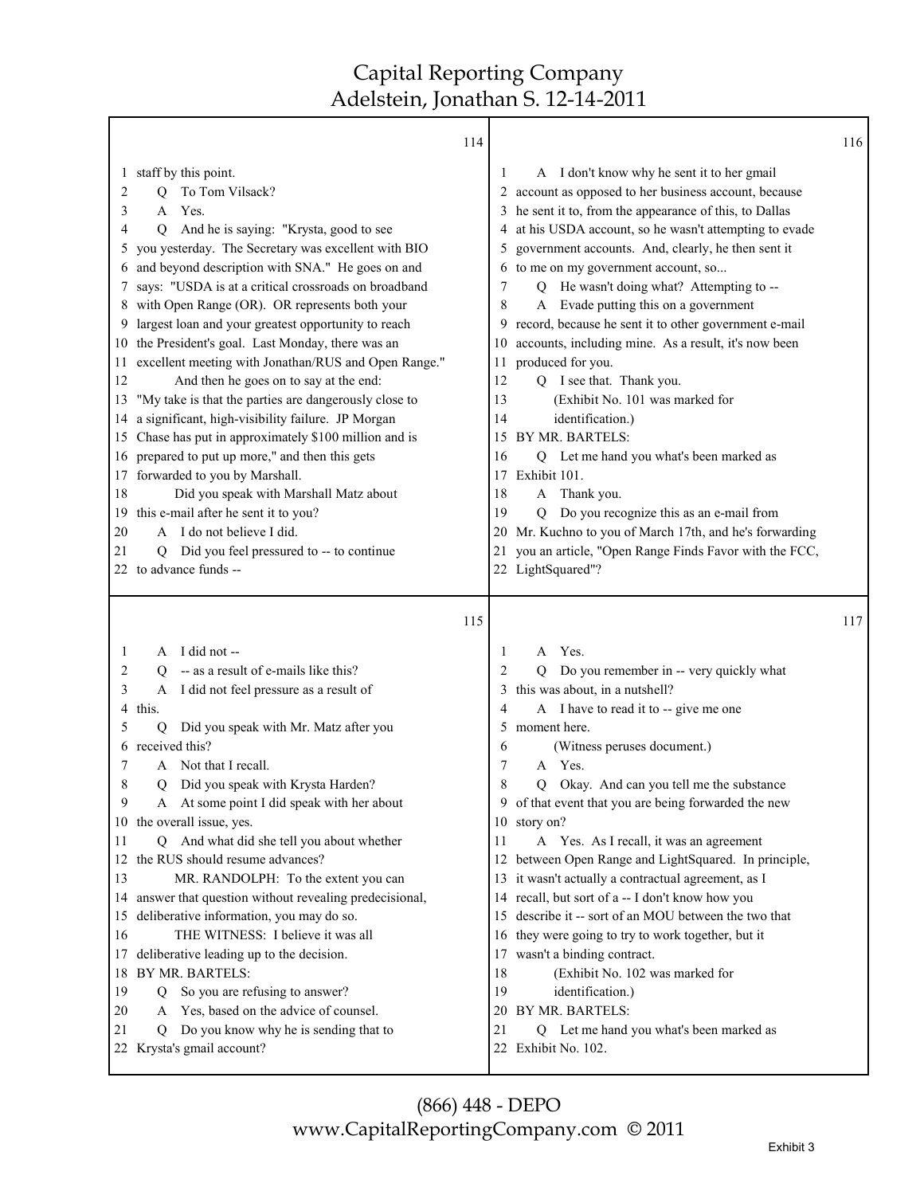114

1 staff by this point.
2 Q To Tom Vilsack?
3 A Yes.
4 Q And he is saying: "Krysta, good to see
5 you yesterday. The Secretary was excellent with BIO
6 and beyond description with SNA." He goes on and
7 says: "USDA is at a critical crossroads on broadband
8 with Open Range (OR). OR represents both your
9 largest loan and your greatest opportunity to reach
10 the President's goal. Last Monday, there was an
11 excellent meeting with Jonathan/RUS and Open Range."
12 And then he goes on to say at the end:
13 "My take is that the parties are dangerously close to
14 a significant, high-visibility failure. JP Morgan
15 Chase has put in approximately $100 million and is
16 prepared to put up more," and then this gets
17 forwarded to you by Marshall.
18 Did you speak with Marshall Matz about
19 this e-mail after he sent it to you?
20 A I do not believe I did.
21 Q Did you feel pressured to -- to continue
22 to advance funds --

115

1 A I did not --
2 Q -- as a result of e-mails like this?
3 A I did not feel pressure as a result of
4 this.
5 Q Did you speak with Mr. Matz after you
6 received this?
7 A Not that I recall.
8 Q Did you speak with Krysta Harden?
9 A At some point I did speak with her about
10 the overall issue, yes.
11 Q And what did she tell you about whether
12 the RUS should resume advances?
13 MR. RANDOLPH: To the extent you can
14 answer that question without revealing predecisional,
15 deliberative information, you may do so.
16 THE WITNESS: I believe it was all
17 deliberative leading up to the decision.
18 BY MR. BARTELS:
19 Q So you are refusing to answer?
20 A Yes, based on the advice of counsel.
21 Q Do you know why he is sending that to
22 Krysta's gmail account?

116

1 A I don't know why he sent it to her gmail
2 account as opposed to her business account, because
3 he sent it to, from the appearance of this, to Dallas
4 at his USDA account, so he wasn't attempting to evade
5 government accounts. And, clearly, he then sent it
6 to me on my government account, so...
7 Q He wasn't doing what? Attempting to --
8 A Evade putting this on a government
9 record, because he sent it to other government e-mail
10 accounts, including mine. As a result, it's now been
11 produced for you.
12 Q I see that. Thank you.
13 (Exhibit No. 101 was marked for
14 identification.)
15 BY MR. BARTELS:
16 Q Let me hand you what's been marked as
17 Exhibit 101.
18 A Thank you.
19 Q Do you recognize this as an e-mail from
20 Mr. Kuchno to you of March 17th, and he's forwarding
21 you an article, "Open Range Finds Favor with the FCC,
22 LightSquared"?

117

1 A Yes.
2 Q Do you remember in -- very quickly what
3 this was about, in a nutshell?
4 A I have to read it to -- give me one
5 moment here.
6 (Witness peruses document.)
7 A Yes.
8 Q Okay. And can you tell me the substance
9 of that event that you are being forwarded the new
10 story on?
11 A Yes. As I recall, it was an agreement
12 between Open Range and LightSquared. In principle,
13 it wasn't actually a contractual agreement, as I
14 recall, but sort of a -- I don't know how you
15 describe it -- sort of an MOU between the two that
16 they were going to try to work together, but it
17 wasn't a binding contract.
18 (Exhibit No. 102 was marked for
19 identification.)
20 BY MR. BARTELS:
21 Q Let me hand you what's been marked as
22 Exhibit No. 102.

Exhibit 3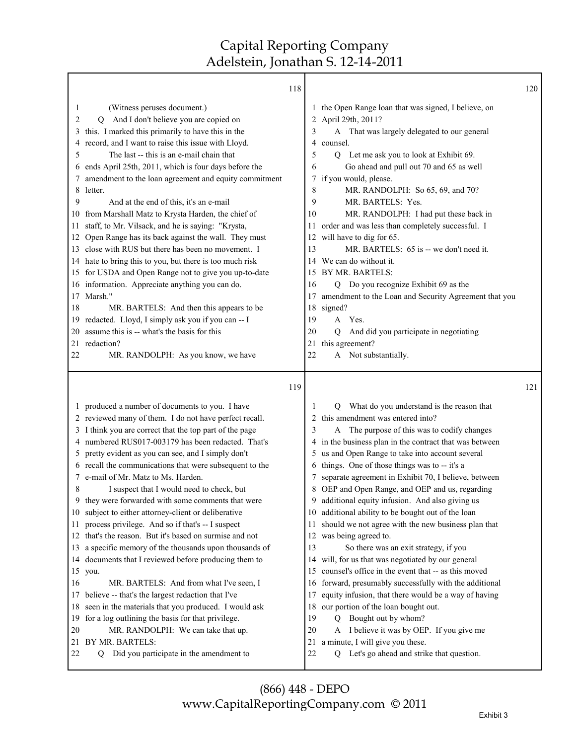Page 118

1 (Witness peruses document.)
2 Q And I don't believe you are copied on
3 this. I marked this primarily to have this in the
4 record, and I want to raise this issue with Lloyd.
5 The last -- this is an e-mail chain that
6 ends April 25th, 2011, which is four days before the
7 amendment to the loan agreement and equity commitment
8 letter.
9 And at the end of this, it's an e-mail
10 from Marshall Matz to Krysta Harden, the chief of
11 staff, to Mr. Vilsack, and he is saying: "Krysta,
12 Open Range has its back against the wall. They must
13 close with RUS but there has been no movement. I
14 hate to bring this to you, but there is too much risk
15 for USDA and Open Range not to give you up-to-date
16 information. Appreciate anything you can do.
17 Marsh."
18 MR. BARTELS: And then this appears to be
19 redacted. Lloyd, I simply ask you if you can -- I
20 assume this is -- what's the basis for this
21 redaction?
22 MR. RANDOLPH: As you know, we have

Page 119

1 produced a number of documents to you. I have
2 reviewed many of them. I do not have perfect recall.
3 I think you are correct that the top part of the page
4 numbered RUS017-003179 has been redacted. That's
5 pretty evident as you can see, and I simply don't
6 recall the communications that were subsequent to the
7 e-mail of Mr. Matz to Ms. Harden.
8 I suspect that I would need to check, but
9 they were forwarded with some comments that were
10 subject to either attorney-client or deliberative
11 process privilege. And so if that's -- I suspect
12 that's the reason. But it's based on surmise and not
13 a specific memory of the thousands upon thousands of
14 documents that I reviewed before producing them to
15 you.
16 MR. BARTELS: And from what I've seen, I
17 believe -- that's the largest redaction that I've
18 seen in the materials that you produced. I would ask
19 for a log outlining the basis for that privilege.
20 MR. RANDOLPH: We can take that up.
21 BY MR. BARTELS:
22 Q Did you participate in the amendment to

Page 120

1 the Open Range loan that was signed, I believe, on
2 April 29th, 2011?
3 A That was largely delegated to our general
4 counsel.
5 Q Let me ask you to look at Exhibit 69.
6 Go ahead and pull out 70 and 65 as well
7 if you would, please.
8 MR. RANDOLPH: So 65, 69, and 70?
9 MR. BARTELS: Yes.
10 MR. RANDOLPH: I had put these back in
11 order and was less than completely successful. I
12 will have to dig for 65.
13 MR. BARTELS: 65 is -- we don't need it.
14 We can do without it.
15 BY MR. BARTELS:
16 Q Do you recognize Exhibit 69 as the
17 amendment to the Loan and Security Agreement that you
18 signed?
19 A Yes.
20 Q And did you participate in negotiating
21 this agreement?
22 A Not substantially.

Page 121

1 Q What do you understand is the reason that
2 this amendment was entered into?
3 A The purpose of this was to codify changes
4 in the business plan in the contract that was between
5 us and Open Range to take into account several
6 things. One of those things was to -- it's a
7 separate agreement in Exhibit 70, I believe, between
8 OEP and Open Range, and OEP and us, regarding
9 additional equity infusion. And also giving us
10 additional ability to be bought out of the loan
11 should we not agree with the new business plan that
12 was being agreed to.
13 So there was an exit strategy, if you
14 will, for us that was negotiated by our general
15 counsel's office in the event that -- as this moved
16 forward, presumably successfully with the additional
17 equity infusion, that there would be a way of having
18 our portion of the loan bought out.
19 Q Bought out by whom?
20 A I believe it was by OEP. If you give me
21 a minute, I will give you these.
22 Q Let's go ahead and strike that question.

Exhibit 3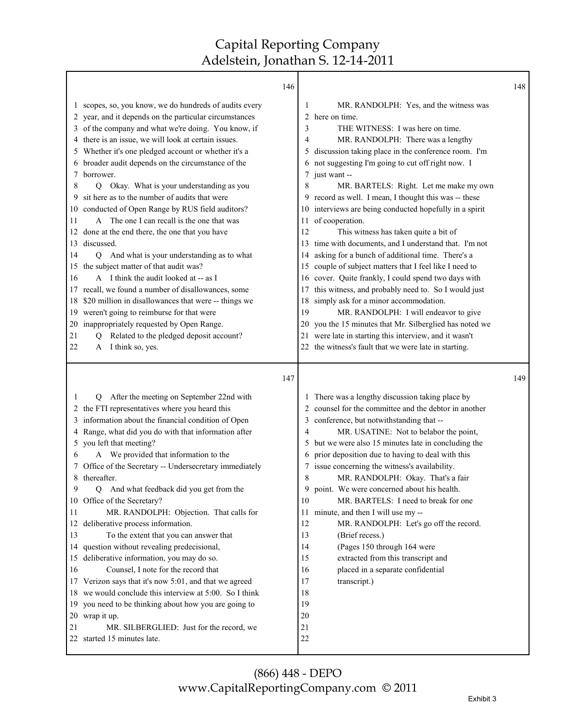146

1 scopes, so, you know, we do hundreds of audits every
2 year, and it depends on the particular circumstances
3 of the company and what we're doing. You know, if
4 there is an issue, we will look at certain issues.
5 Whether it's one pledged account or whether it's a
6 broader audit depends on the circumstance of the
7 borrower.
8 Q Okay. What is your understanding as you
9 sit here as to the number of audits that were
10 conducted of Open Range by RUS field auditors?
11 A The one I can recall is the one that was
12 done at the end there, the one that you have
13 discussed.
14 Q And what is your understanding as to what
15 the subject matter of that audit was?
16 A I think the audit looked at -- as I
17 recall, we found a number of disallowances, some
18 $20 million in disallowances that were -- things we
19 weren't going to reimburse for that were
20 inappropriately requested by Open Range.
21 Q Related to the pledged deposit account?
22 A I think so, yes.

147

1 Q After the meeting on September 22nd with
2 the FTI representatives where you heard this
3 information about the financial condition of Open
4 Range, what did you do with that information after
5 you left that meeting?
6 A We provided that information to the
7 Office of the Secretary -- Undersecretary immediately
8 thereafter.
9 Q And what feedback did you get from the
10 Office of the Secretary?
11 MR. RANDOLPH: Objection. That calls for
12 deliberative process information.
13 To the extent that you can answer that
14 question without revealing predecisional,
15 deliberative information, you may do so.
16 Counsel, I note for the record that
17 Verizon says that it's now 5:01, and that we agreed
18 we would conclude this interview at 5:00. So I think
19 you need to be thinking about how you are going to
20 wrap it up.
21 MR. SILBERGLIED: Just for the record, we
22 started 15 minutes late.

148

1 MR. RANDOLPH: Yes, and the witness was
2 here on time.
3 THE WITNESS: I was here on time.
4 MR. RANDOLPH: There was a lengthy
5 discussion taking place in the conference room. I'm
6 not suggesting I'm going to cut off right now. I
7 just want --
8 MR. BARTELS: Right. Let me make my own
9 record as well. I mean, I thought this was -- these
10 interviews are being conducted hopefully in a spirit
11 of cooperation.
12 This witness has taken quite a bit of
13 time with documents, and I understand that. I'm not
14 asking for a bunch of additional time. There's a
15 couple of subject matters that I feel like I need to
16 cover. Quite frankly, I could spend two days with
17 this witness, and probably need to. So I would just
18 simply ask for a minor accommodation.
19 MR. RANDOLPH: I will endeavor to give
20 you the 15 minutes that Mr. Silberglied has noted we
21 were late in starting this interview, and it wasn't
22 the witness's fault that we were late in starting.

149

1 There was a lengthy discussion taking place by
2 counsel for the committee and the debtor in another
3 conference, but notwithstanding that --
4 MR. USATINE: Not to belabor the point,
5 but we were also 15 minutes late in concluding the
6 prior deposition due to having to deal with this
7 issue concerning the witness's availability.
8 MR. RANDOLPH: Okay. That's a fair
9 point. We were concerned about his health.
10 MR. BARTELS: I need to break for one
11 minute, and then I will use my --
12 MR. RANDOLPH: Let's go off the record.
13 (Brief recess.)
14 (Pages 150 through 164 were
15 extracted from this transcript and
16 placed in a separate confidential
17 transcript.)
18
19
20
21
22

Exhibit 3